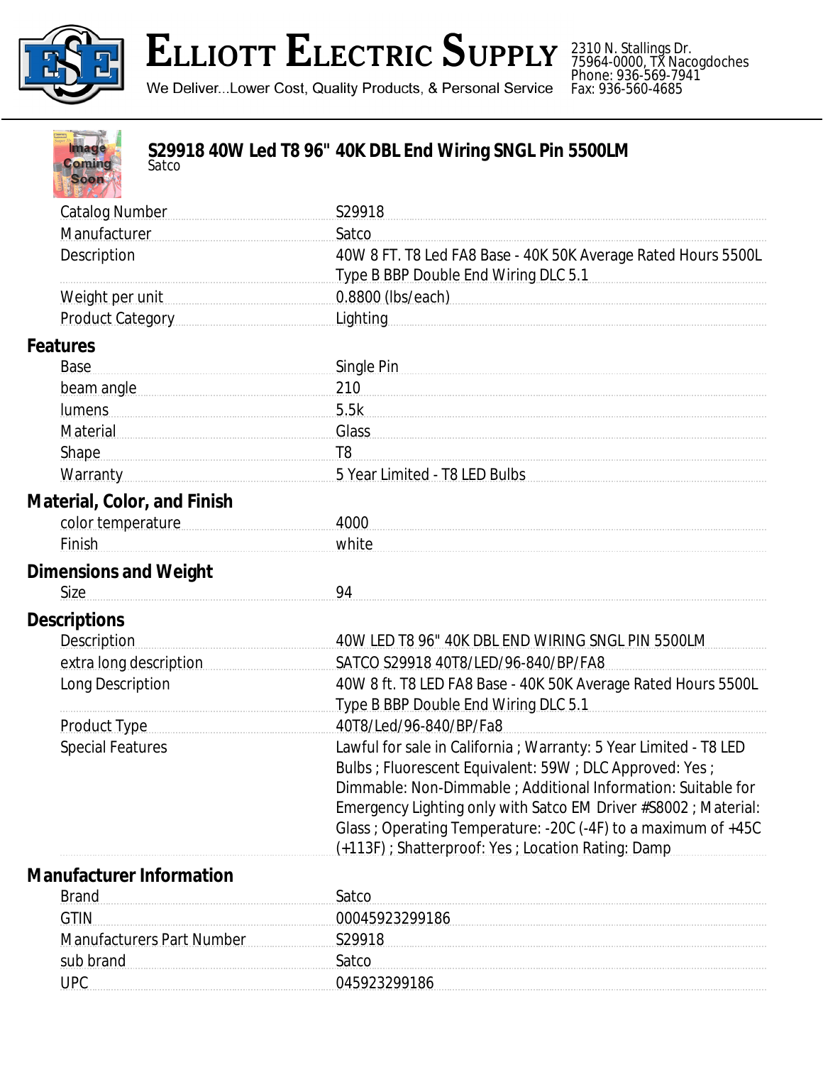# Elliott Electric Supply

We Deliver...Lower Cost, Quality Products, & Personal Service

2310 N. Stallings Dr.
75964-0000, TX Nacogdoches
Phone: 936-569-7941
Fax: 936-560-4685

## S29918 40W Led T8 96" 40K DBL End Wiring SNGL Pin 5500LM

Satco

| | |
|---|---|
| Catalog Number | S29918 |
| Manufacturer | Satco |
| Description | 40W 8 FT. T8 Led FA8 Base - 40K 50K Average Rated Hours 5500L Type B BBP Double End Wiring DLC 5.1 |
| Weight per unit | 0.8800 (lbs/each) |
| Product Category | Lighting |

### Features

| | |
|---|---|
| Base | Single Pin |
| beam angle | 210 |
| lumens | 5.5k |
| Material | Glass |
| Shape | T8 |
| Warranty | 5 Year Limited - T8 LED Bulbs |

### Material, Color, and Finish

| | |
|---|---|
| color temperature | 4000 |
| Finish | white |

### Dimensions and Weight

| | |
|---|---|
| Size | 94 |

### Descriptions

| | |
|---|---|
| Description | 40W LED T8 96" 40K DBL END WIRING SNGL PIN 5500LM |
| extra long description | SATCO S29918 40T8/LED/96-840/BP/FA8 |
| Long Description | 40W 8 ft. T8 LED FA8 Base - 40K 50K Average Rated Hours 5500L Type B BBP Double End Wiring DLC 5.1 |
| Product Type | 40T8/Led/96-840/BP/Fa8 |
| Special Features | Lawful for sale in California ; Warranty: 5 Year Limited - T8 LED Bulbs ; Fluorescent Equivalent: 59W ; DLC Approved: Yes ; Dimmable: Non-Dimmable ; Additional Information: Suitable for Emergency Lighting only with Satco EM Driver #S8002 ; Material: Glass ; Operating Temperature: -20C (-4F) to a maximum of +45C (+113F) ; Shatterproof: Yes ; Location Rating: Damp |

### Manufacturer Information

| | |
|---|---|
| Brand | Satco |
| GTIN | 00045923299186 |
| Manufacturers Part Number | S29918 |
| sub brand | Satco |
| UPC | 045923299186 |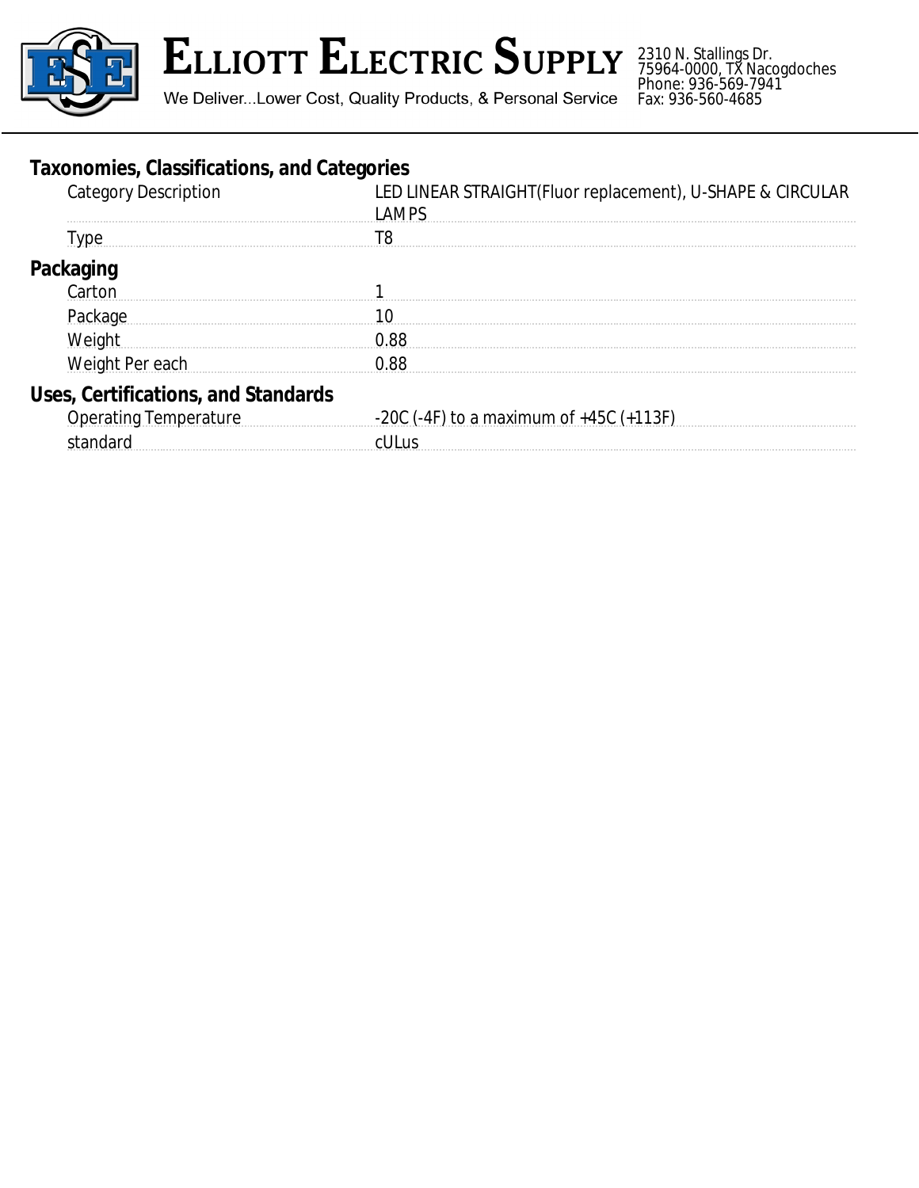# ELLIOTT ELECTRIC SUPPLY

We Deliver...Lower Cost, Quality Products, & Personal Service

2310 N. Stallings Dr.
75964-0000, TX Nacogdoches
Phone: 936-569-7941
Fax: 936-560-4685

## Taxonomies, Classifications, and Categories

| | |
|---|---|
| Category Description | LED LINEAR STRAIGHT(Fluor replacement), U-SHAPE & CIRCULAR LAMPS |
| Type | T8 |

## Packaging

| | |
|---|---|
| Carton | 1 |
| Package | 10 |
| Weight | 0.88 |
| Weight Per each | 0.88 |

## Uses, Certifications, and Standards

| | |
|---|---|
| Operating Temperature | -20C (-4F) to a maximum of +45C (+113F) |
| standard | cULus |